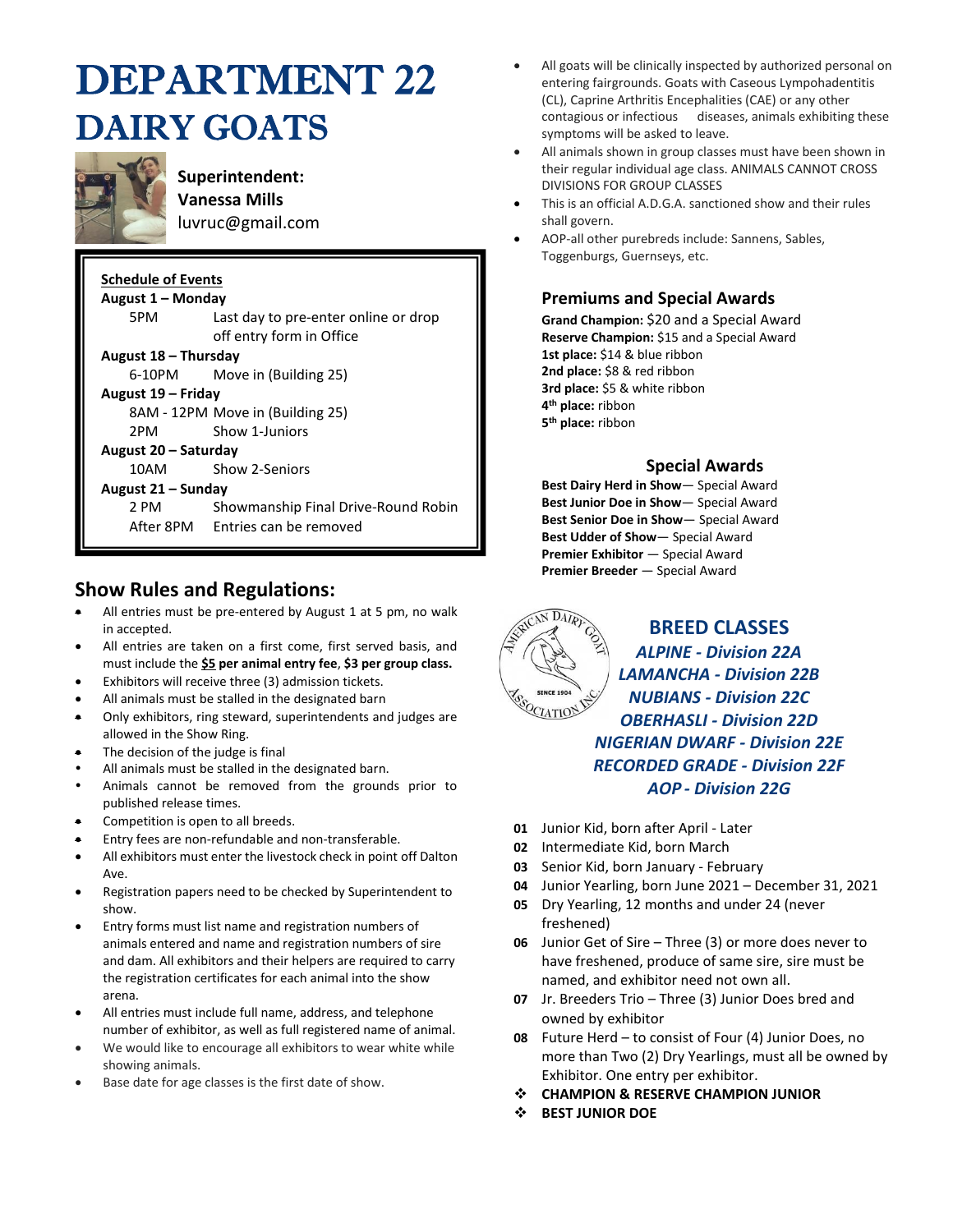# DEPARTMENT 22
# DAIRY GOATS

**Superintendent:**
**Vanessa Mills**
luvruc@gmail.com

**Schedule of Events**

**August 1 – Monday**
- 5PM — Last day to pre-enter online or drop off entry form in Office

**August 18 – Thursday**
- 6-10PM — Move in (Building 25)

**August 19 – Friday**
- 8AM - 12PM — Move in (Building 25)
- 2PM — Show 1-Juniors

**August 20 – Saturday**
- 10AM — Show 2-Seniors

**August 21 – Sunday**
- 2 PM — Showmanship Final Drive-Round Robin
- After 8PM — Entries can be removed

## Show Rules and Regulations:

- All entries must be pre-entered by August 1 at 5 pm, no walk in accepted.
- All entries are taken on a first come, first served basis, and must include the **$5 per animal entry fee**, **$3 per group class.**
- Exhibitors will receive three (3) admission tickets.
- All animals must be stalled in the designated barn
- Only exhibitors, ring steward, superintendents and judges are allowed in the Show Ring.
- The decision of the judge is final
- All animals must be stalled in the designated barn.
- Animals cannot be removed from the grounds prior to published release times.
- Competition is open to all breeds.
- Entry fees are non-refundable and non-transferable.
- All exhibitors must enter the livestock check in point off Dalton Ave.
- Registration papers need to be checked by Superintendent to show.
- Entry forms must list name and registration numbers of animals entered and name and registration numbers of sire and dam. All exhibitors and their helpers are required to carry the registration certificates for each animal into the show arena.
- All entries must include full name, address, and telephone number of exhibitor, as well as full registered name of animal.
- We would like to encourage all exhibitors to wear white while showing animals.
- Base date for age classes is the first date of show.
- All goats will be clinically inspected by authorized personal on entering fairgrounds. Goats with Caseous Lympohadentitis (CL), Caprine Arthritis Encephalities (CAE) or any other contagious or infectious diseases, animals exhibiting these symptoms will be asked to leave.
- All animals shown in group classes must have been shown in their regular individual age class. ANIMALS CANNOT CROSS DIVISIONS FOR GROUP CLASSES
- This is an official A.D.G.A. sanctioned show and their rules shall govern.
- AOP-all other purebreds include: Sannens, Sables, Toggenburgs, Guernseys, etc.

## Premiums and Special Awards

**Grand Champion:** $20 and a Special Award
**Reserve Champion:** $15 and a Special Award
**1st place:** $14 & blue ribbon
**2nd place:** $8 & red ribbon
**3rd place:** $5 & white ribbon
**4th place:** ribbon
**5th place:** ribbon

### Special Awards

**Best Dairy Herd in Show**— Special Award
**Best Junior Doe in Show**— Special Award
**Best Senior Doe in Show**— Special Award
**Best Udder of Show**— Special Award
**Premier Exhibitor** — Special Award
**Premier Breeder** — Special Award

## BREED CLASSES

***ALPINE - Division 22A***
***LAMANCHA - Division 22B***
***NUBIANS - Division 22C***
***OBERHASLI - Division 22D***
***NIGERIAN DWARF - Division 22E***
***RECORDED GRADE - Division 22F***
***AOP - Division 22G***

**01** Junior Kid, born after April - Later
**02** Intermediate Kid, born March
**03** Senior Kid, born January - February
**04** Junior Yearling, born June 2021 – December 31, 2021
**05** Dry Yearling, 12 months and under 24 (never freshened)
**06** Junior Get of Sire – Three (3) or more does never to have freshened, produce of same sire, sire must be named, and exhibitor need not own all.
**07** Jr. Breeders Trio – Three (3) Junior Does bred and owned by exhibitor
**08** Future Herd – to consist of Four (4) Junior Does, no more than Two (2) Dry Yearlings, must all be owned by Exhibitor. One entry per exhibitor.

- **CHAMPION & RESERVE CHAMPION JUNIOR**
- **BEST JUNIOR DOE**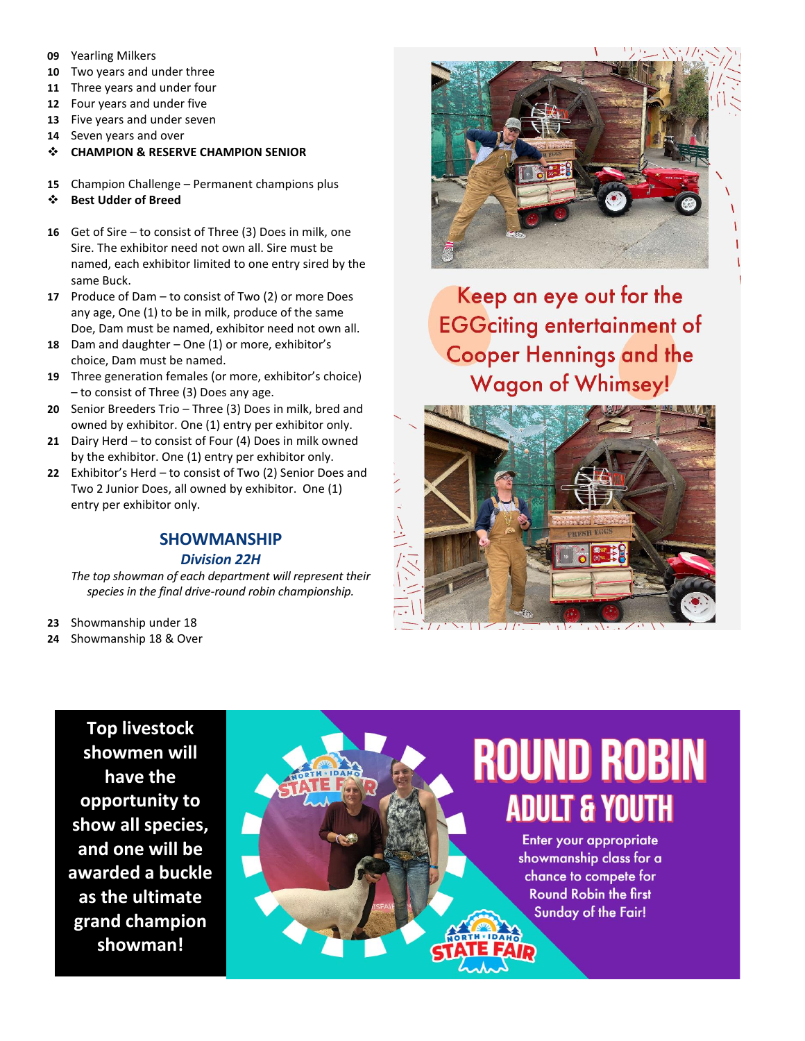09 Yearling Milkers
10 Two years and under three
11 Three years and under four
12 Four years and under five
13 Five years and under seven
14 Seven years and over

❖ **CHAMPION & RESERVE CHAMPION SENIOR**

15 Champion Challenge – Permanent champions plus

❖ **Best Udder of Breed**

16 Get of Sire – to consist of Three (3) Does in milk, one Sire. The exhibitor need not own all. Sire must be named, each exhibitor limited to one entry sired by the same Buck.
17 Produce of Dam – to consist of Two (2) or more Does any age, One (1) to be in milk, produce of the same Doe, Dam must be named, exhibitor need not own all.
18 Dam and daughter – One (1) or more, exhibitor's choice, Dam must be named.
19 Three generation females (or more, exhibitor's choice) – to consist of Three (3) Does any age.
20 Senior Breeders Trio – Three (3) Does in milk, bred and owned by exhibitor. One (1) entry per exhibitor only.
21 Dairy Herd – to consist of Four (4) Does in milk owned by the exhibitor. One (1) entry per exhibitor only.
22 Exhibitor's Herd – to consist of Two (2) Senior Does and Two 2 Junior Does, all owned by exhibitor. One (1) entry per exhibitor only.

## SHOWMANSHIP

### *Division 22H*

*The top showman of each department will represent their species in the final drive-round robin championship.*

23 Showmanship under 18
24 Showmanship 18 & Over

Keep an eye out for the EGGciting entertainment of Cooper Hennings and the Wagon of Whimsey!

**Top livestock showmen will have the opportunity to show all species, and one will be awarded a buckle as the ultimate grand champion showman!**

ROUND ROBIN
ADULT & YOUTH

Enter your appropriate showmanship class for a chance to compete for Round Robin the first Sunday of the Fair!

NORTH IDAHO STATE FAIR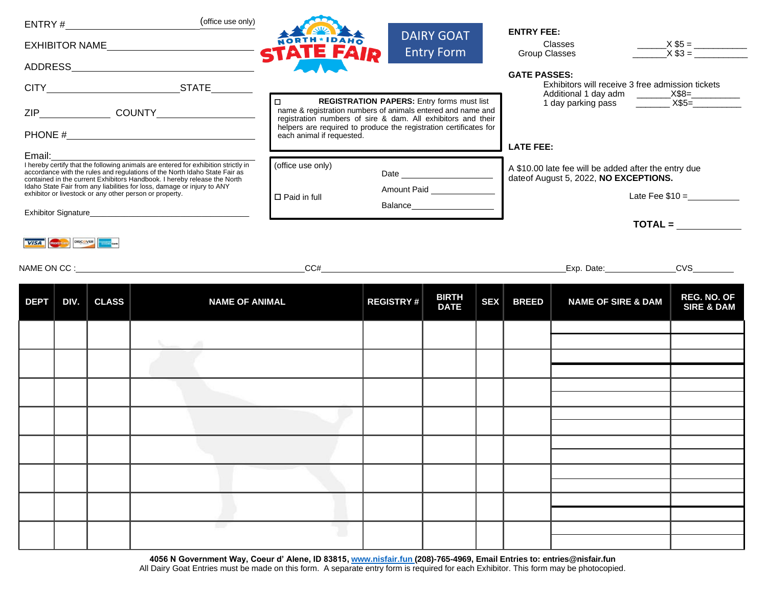ENTRY #\_\_\_\_\_\_\_\_\_\_\_\_\_\_\_\_\_\_\_\_\_\_\_\_ (office use only)

EXHIBITOR NAME\_\_\_\_\_\_\_\_\_\_\_\_\_\_\_\_\_\_\_\_\_\_\_\_\_\_\_\_

ADDRESS\_\_\_\_\_\_\_\_\_\_\_\_\_\_\_\_\_\_\_\_\_\_\_\_\_\_\_\_\_\_\_\_\_\_

CITY\_\_\_\_\_\_\_\_\_\_\_\_\_\_\_\_\_\_\_\_\_\_ STATE\_\_\_\_\_\_\_\_

ZIP\_\_\_\_\_\_\_\_\_\_\_\_\_\_ COUNTY\_\_\_\_\_\_\_\_\_\_\_\_\_\_\_\_\_\_\_\_

PHONE #\_\_\_\_\_\_\_\_\_\_\_\_\_\_\_\_\_\_\_\_\_\_\_\_\_\_\_\_\_\_\_\_\_\_

Email:\_\_\_\_\_\_\_\_\_\_\_\_\_\_\_\_\_\_\_\_\_\_\_\_\_\_\_\_\_\_\_\_\_\_

I hereby certify that the following animals are entered for exhibition strictly in accordance with the rules and regulations of the North Idaho State Fair as contained in the current Exhibitors Handbook. I hereby release the North Idaho State Fair from any liabilities for loss, damage or injury to ANY exhibitor or livestock or any other person or property.

Exhibitor Signature\_\_\_\_\_\_\_\_\_\_\_\_\_\_\_\_\_\_\_\_\_\_\_\_\_\_\_\_\_\_\_\_\_\_

NORTH IDAHO STATE FAIR

# DAIRY GOAT Entry Form

☐ **REGISTRATION PAPERS:** Entry forms must list name & registration numbers of animals entered and name and registration numbers of sire & dam. All exhibitors and their helpers are required to produce the registration certificates for each animal if requested.

(office use only)

Date \_\_\_\_\_\_\_\_\_\_\_\_\_\_\_\_\_\_

Amount Paid \_\_\_\_\_\_\_\_\_\_\_\_\_\_\_\_\_\_

☐ Paid in full

Balance\_\_\_\_\_\_\_\_\_\_\_\_\_\_\_\_\_\_

**ENTRY FEE:**

Classes \_\_\_\_\_\_X $5 = \_\_\_\_\_\_\_\_\_\_\_

Group Classes \_\_\_\_\_\_\_X $3 = \_\_\_\_\_\_\_\_\_\_\_

**GATE PASSES:**

Exhibitors will receive 3 free admission tickets

Additional 1 day adm \_\_\_\_\_\_\_X$8=\_\_\_\_\_\_\_\_\_\_

1 day parking pass \_\_\_\_\_\_\_ X$5=\_\_\_\_\_\_\_\_\_\_

**LATE FEE:**

A $10.00 late fee will be added after the entry due dateof August 5, 2022, **NO EXCEPTIONS.**

Late Fee $10 =\_\_\_\_\_\_\_\_\_\_\_

**TOTAL =** \_\_\_\_\_\_\_\_\_\_\_\_

VISA MasterCard DISCOVER American Express

NAME ON CC :\_\_\_\_\_\_\_\_\_\_\_\_\_\_\_\_\_\_\_\_\_\_\_\_\_\_\_\_\_\_\_\_\_\_\_\_\_\_\_ CC#\_\_\_\_\_\_\_\_\_\_\_\_\_\_\_\_\_\_\_\_\_\_\_\_\_\_\_\_\_\_\_\_\_\_\_\_\_\_\_\_ Exp. Date:\_\_\_\_\_\_\_\_\_\_\_\_\_\_ CVS\_\_\_\_\_\_\_\_

| DEPT | DIV. | CLASS | NAME OF ANIMAL | REGISTRY # | BIRTH DATE | SEX | BREED | NAME OF SIRE & DAM | REG. NO. OF SIRE & DAM |
|---|---|---|---|---|---|---|---|---|---|
| | | | | | | | | | |
| | | | | | | | | | |
| | | | | | | | | | |
| | | | | | | | | | |
| | | | | | | | | | |
| | | | | | | | | | |
| | | | | | | | | | |
| | | | | | | | | | |

**4056 N Government Way, Coeur d' Alene, ID 83815, www.nisfair.fun (208)-765-4969, Email Entries to: entries@nisfair.fun**

All Dairy Goat Entries must be made on this form. A separate entry form is required for each Exhibitor. This form may be photocopied.